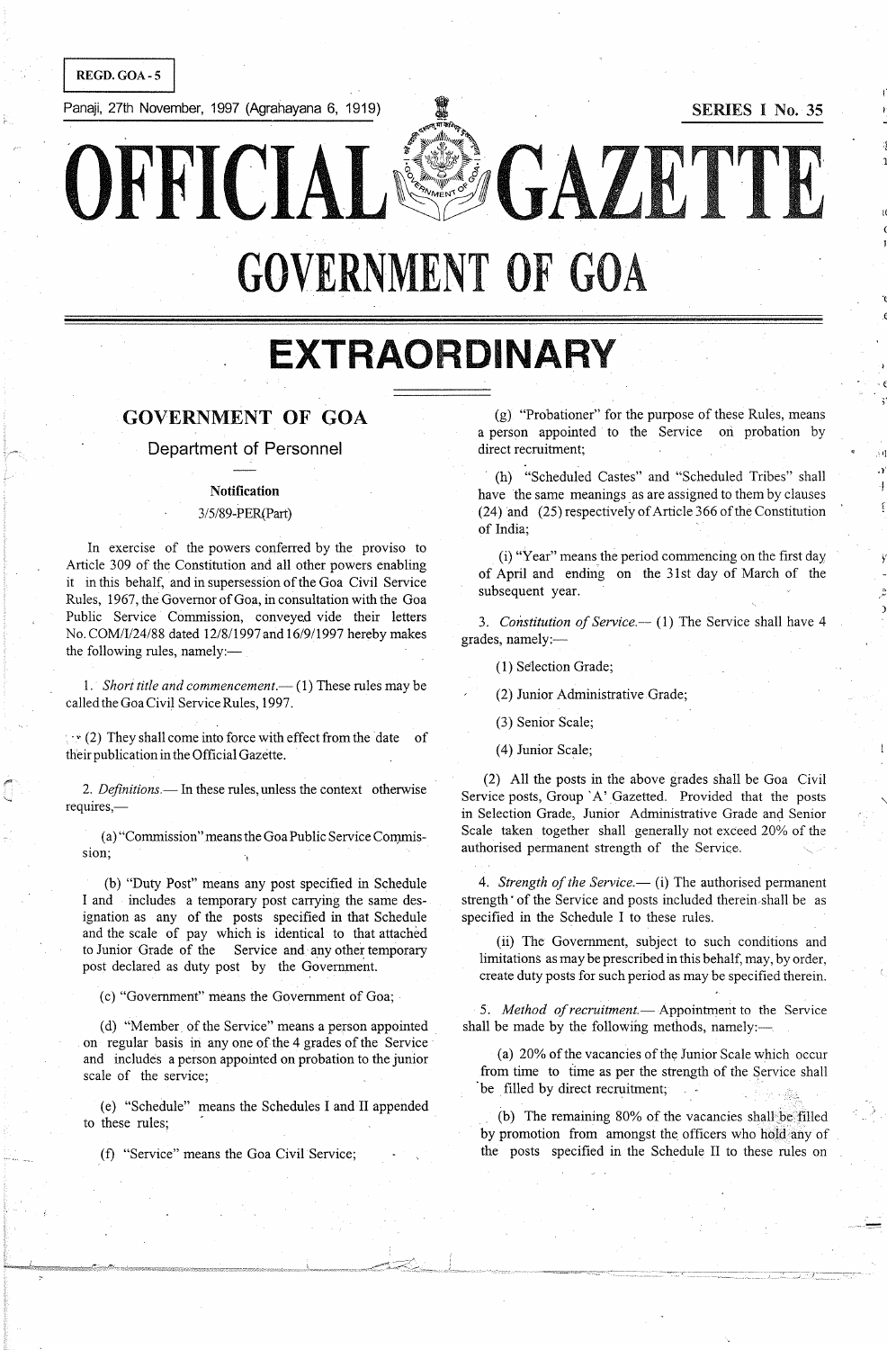REGD. GOA - 5

Panaji, 27th November, 1997 (Agrahayana 6, 1919)

SERIES I No. 35

# OFFICIAL GAZETTE

# GOVERNMENT OF GOA

# EXTRAORDINARY

## GOVERNMENT OF GOA

### Department of Personnel

**Notification**

3/5/89-PER(Part)

In exercise of the powers conferred by the proviso to Article 309 of the Constitution and all other powers enabling it in this behalf, and in supersession of the Goa Civil Service Rules, 1967, the Governor of Goa, in consultation with the Goa Public Service Commission, conveyed vide their letters No. COM/I/24/88 dated 12/8/1997 and 16/9/1997 hereby makes the following rules, namely:—

1. *Short title and commencement.*— (1) These rules may be called the Goa Civil Service Rules, 1997.

(2) They shall come into force with effect from the date of their publication in the Official Gazette.

2. *Definitions.*— In these rules, unless the context otherwise requires,—

(a) "Commission" means the Goa Public Service Commission;

(b) "Duty Post" means any post specified in Schedule I and includes a temporary post carrying the same designation as any of the posts specified in that Schedule and the scale of pay which is identical to that attached to Junior Grade of the Service and any other temporary post declared as duty post by the Government.

(c) "Government" means the Government of Goa;

(d) "Member of the Service" means a person appointed on regular basis in any one of the 4 grades of the Service and includes a person appointed on probation to the junior scale of the service;

(e) "Schedule" means the Schedules I and II appended to these rules;

(f) "Service" means the Goa Civil Service;

(g) "Probationer" for the purpose of these Rules, means a person appointed to the Service on probation by direct recruitment;

(h) "Scheduled Castes" and "Scheduled Tribes" shall have the same meanings as are assigned to them by clauses (24) and (25) respectively of Article 366 of the Constitution of India;

(i) "Year" means the period commencing on the first day of April and ending on the 31st day of March of the subsequent year.

3. *Constitution of Service.*— (1) The Service shall have 4 grades, namely:—

(1) Selection Grade;

(2) Junior Administrative Grade;

(3) Senior Scale;

(4) Junior Scale;

(2) All the posts in the above grades shall be Goa Civil Service posts, Group 'A' Gazetted. Provided that the posts in Selection Grade, Junior Administrative Grade and Senior Scale taken together shall generally not exceed 20% of the authorised permanent strength of the Service.

4. *Strength of the Service.*— (i) The authorised permanent strength of the Service and posts included therein shall be as specified in the Schedule I to these rules.

(ii) The Government, subject to such conditions and limitations as may be prescribed in this behalf, may, by order, create duty posts for such period as may be specified therein.

5. *Method of recruitment.*— Appointment to the Service shall be made by the following methods, namely:—

(a) 20% of the vacancies of the Junior Scale which occur from time to time as per the strength of the Service shall be filled by direct recruitment;

(b) The remaining 80% of the vacancies shall be filled by promotion from amongst the officers who hold any of the posts specified in the Schedule II to these rules on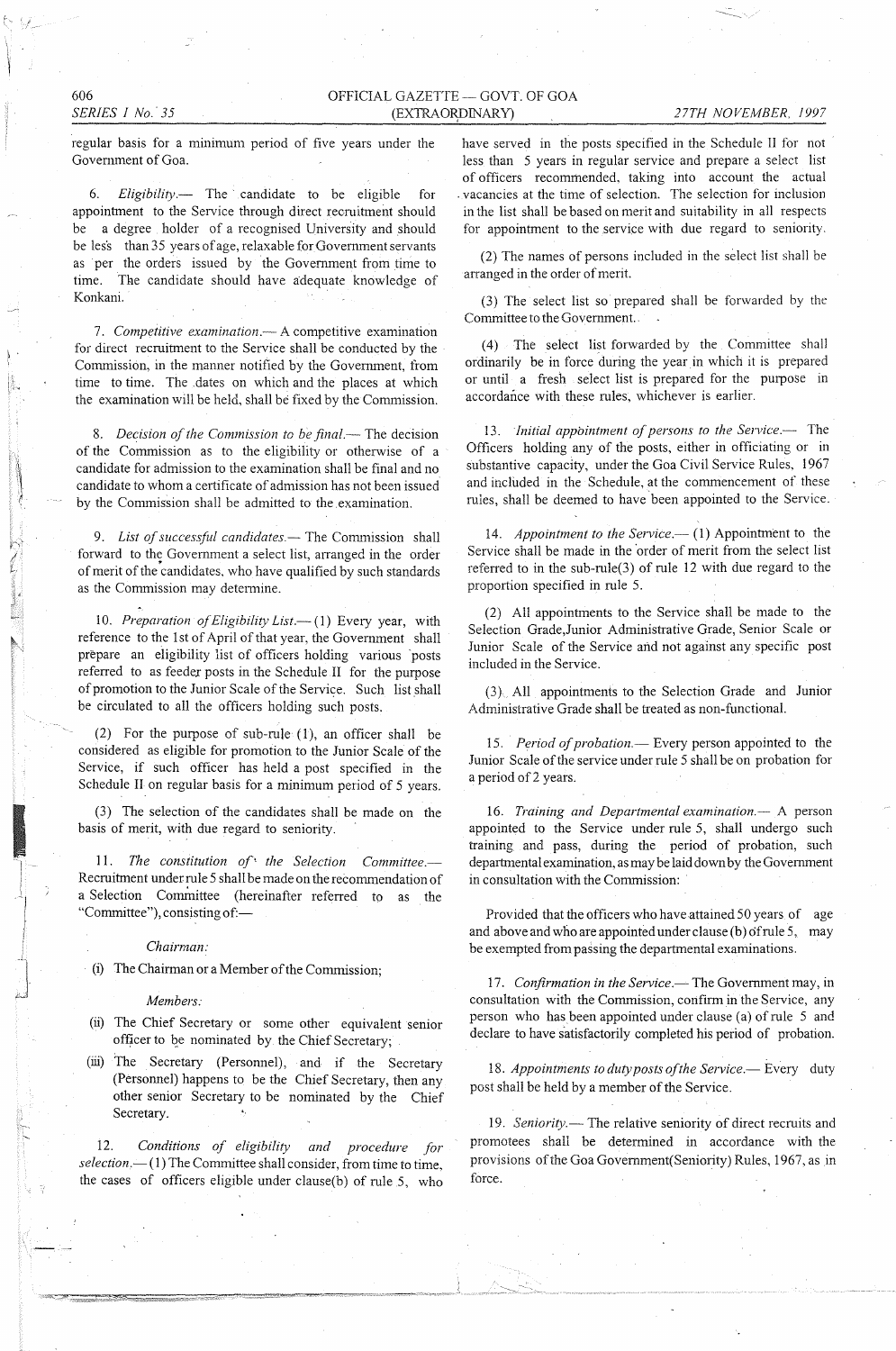regular basis for a minimum period of five years under the Government of Goa.

6. *Eligibility.*— The candidate to be eligible for appointment to the Service through direct recruitment should be a degree holder of a recognised University and should be less than 35 years of age, relaxable for Government servants as per the orders issued by the Government from time to time. The candidate should have adequate knowledge of Konkani.

7. *Competitive examination.*— A competitive examination for direct recruitment to the Service shall be conducted by the Commission, in the manner notified by the Government, from time to time. The dates on which and the places at which the examination will be held, shall be fixed by the Commission.

8. *Decision of the Commission to be final.*— The decision of the Commission as to the eligibility or otherwise of a candidate for admission to the examination shall be final and no candidate to whom a certificate of admission has not been issued by the Commission shall be admitted to the examination.

9. *List of successful candidates.*— The Commission shall forward to the Government a select list, arranged in the order of merit of the candidates, who have qualified by such standards as the Commission may determine.

10. *Preparation of Eligibility List.*— (1) Every year, with reference to the 1st of April of that year, the Government shall prepare an eligibility list of officers holding various posts referred to as feeder posts in the Schedule II for the purpose of promotion to the Junior Scale of the Service. Such list shall be circulated to all the officers holding such posts.

(2) For the purpose of sub-rule (1), an officer shall be considered as eligible for promotion to the Junior Scale of the Service, if such officer has held a post specified in the Schedule II on regular basis for a minimum period of 5 years.

(3) The selection of the candidates shall be made on the basis of merit, with due regard to seniority.

11. *The constitution of the Selection Committee.*— Recruitment under rule 5 shall be made on the recommendation of a Selection Committee (hereinafter referred to as the "Committee"), consisting of:—

*Chairman:*

(i) The Chairman or a Member of the Commission;

*Members:*

(ii) The Chief Secretary or some other equivalent senior officer to be nominated by the Chief Secretary;

(iii) The Secretary (Personnel), and if the Secretary (Personnel) happens to be the Chief Secretary, then any other senior Secretary to be nominated by the Chief Secretary.

12. *Conditions of eligibility and procedure for selection.*— (1) The Committee shall consider, from time to time, the cases of officers eligible under clause (b) of rule 5, who have served in the posts specified in the Schedule II for not less than 5 years in regular service and prepare a select list of officers recommended, taking into account the actual vacancies at the time of selection. The selection for inclusion in the list shall be based on merit and suitability in all respects for appointment to the service with due regard to seniority.

(2) The names of persons included in the select list shall be arranged in the order of merit.

(3) The select list so prepared shall be forwarded by the Committee to the Government.

(4) The select list forwarded by the Committee shall ordinarily be in force during the year in which it is prepared or until a fresh select list is prepared for the purpose in accordance with these rules, whichever is earlier.

13. *Initial appointment of persons to the Service.*— The Officers holding any of the posts, either in officiating or in substantive capacity, under the Goa Civil Service Rules, 1967 and included in the Schedule, at the commencement of these rules, shall be deemed to have been appointed to the Service.

14. *Appointment to the Service.*— (1) Appointment to the Service shall be made in the order of merit from the select list referred to in the sub-rule(3) of rule 12 with due regard to the proportion specified in rule 5.

(2) All appointments to the Service shall be made to the Selection Grade, Junior Administrative Grade, Senior Scale or Junior Scale of the Service and not against any specific post included in the Service.

(3) All appointments to the Selection Grade and Junior Administrative Grade shall be treated as non-functional.

15. *Period of probation.*— Every person appointed to the Junior Scale of the service under rule 5 shall be on probation for a period of 2 years.

16. *Training and Departmental examination.*— A person appointed to the Service under rule 5, shall undergo such training and pass, during the period of probation, such departmental examination, as may be laid down by the Government in consultation with the Commission:

Provided that the officers who have attained 50 years of age and above and who are appointed under clause (b) of rule 5, may be exempted from passing the departmental examinations.

17. *Confirmation in the Service.*— The Government may, in consultation with the Commission, confirm in the Service, any person who has been appointed under clause (a) of rule 5 and declare to have satisfactorily completed his period of probation.

18. *Appointments to duty posts of the Service.*— Every duty post shall be held by a member of the Service.

19. *Seniority.*— The relative seniority of direct recruits and promotees shall be determined in accordance with the provisions of the Goa Government(Seniority) Rules, 1967, as in force.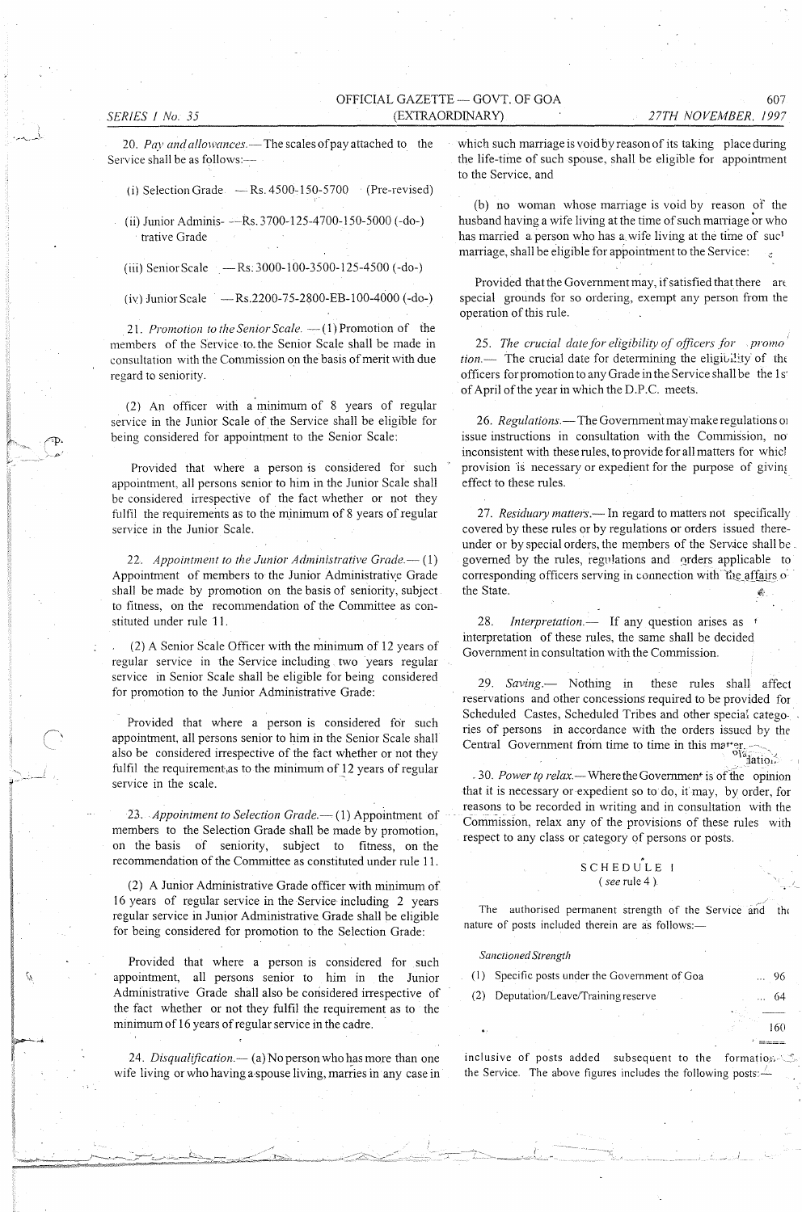20. *Pay and allowances*.— The scales of pay attached to the Service shall be as follows:—

(i) Selection Grade — Rs. 4500-150-5700 (Pre-revised)

(ii) Junior Administrative Grade —Rs. 3700-125-4700-150-5000 (-do-)

(iii) Senior Scale — Rs. 3000-100-3500-125-4500 (-do-)

(iv) Junior Scale — Rs.2200-75-2800-EB-100-4000 (-do-)

21. *Promotion to the Senior Scale*. — (1) Promotion of the members of the Service to the Senior Scale shall be made in consultation with the Commission on the basis of merit with due regard to seniority.

(2) An officer with a minimum of 8 years of regular service in the Junior Scale of the Service shall be eligible for being considered for appointment to the Senior Scale:

Provided that where a person is considered for such appointment, all persons senior to him in the Junior Scale shall be considered irrespective of the fact whether or not they fulfil the requirements as to the minimum of 8 years of regular service in the Junior Scale.

22. *Appointment to the Junior Administrative Grade*.— (1) Appointment of members to the Junior Administrative Grade shall be made by promotion on the basis of seniority, subject to fitness, on the recommendation of the Committee as constituted under rule 11.

(2) A Senior Scale Officer with the minimum of 12 years of regular service in the Service including two years regular service in Senior Scale shall be eligible for being considered for promotion to the Junior Administrative Grade:

Provided that where a person is considered for such appointment, all persons senior to him in the Senior Scale shall also be considered irrespective of the fact whether or not they fulfil the requirement as to the minimum of 12 years of regular service in the scale.

23. *Appointment to Selection Grade*.— (1) Appointment of members to the Selection Grade shall be made by promotion, on the basis of seniority, subject to fitness, on the recommendation of the Committee as constituted under rule 11.

(2) A Junior Administrative Grade officer with minimum of 16 years of regular service in the Service including 2 years regular service in Junior Administrative Grade shall be eligible for being considered for promotion to the Selection Grade:

Provided that where a person is considered for such appointment, all persons senior to him in the Junior Administrative Grade shall also be considered irrespective of the fact whether or not they fulfil the requirement as to the minimum of 16 years of regular service in the cadre.

24. *Disqualification*.— (a) No person who has more than one wife living or who having a spouse living, marries in any case in which such marriage is void by reason of its taking place during the life-time of such spouse, shall be eligible for appointment to the Service, and

(b) no woman whose marriage is void by reason of the husband having a wife living at the time of such marriage or who has married a person who has a wife living at the time of such marriage, shall be eligible for appointment to the Service:

Provided that the Government may, if satisfied that there are special grounds for so ordering, exempt any person from the operation of this rule.

25. *The crucial date for eligibility of officers for promotion*.— The crucial date for determining the eligibility of the officers for promotion to any Grade in the Service shall be the 1st of April of the year in which the D.P.C. meets.

26. *Regulations*.— The Government may make regulations or issue instructions in consultation with the Commission, not inconsistent with these rules, to provide for all matters for which provision is necessary or expedient for the purpose of giving effect to these rules.

27. *Residuary matters*.— In regard to matters not specifically covered by these rules or by regulations or orders issued thereunder or by special orders, the members of the Service shall be governed by the rules, regulations and orders applicable to corresponding officers serving in connection with the affairs of the State.

28. *Interpretation*.— If any question arises as to interpretation of these rules, the same shall be decided by Government in consultation with the Commission.

29. *Saving*.— Nothing in these rules shall affect reservations and other concessions required to be provided for Scheduled Castes, Scheduled Tribes and other special categories of persons in accordance with the orders issued by the Central Government from time to time in this matter.

30. *Power to relax*.— Where the Government is of the opinion that it is necessary or expedient so to do, it may, by order, for reasons to be recorded in writing and in consultation with the Commission, relax any of the provisions of these rules with respect to any class or category of persons or posts.

## SCHEDULE I
(*see* rule 4)

The authorised permanent strength of the Service and the nature of posts included therein are as follows:—

*Sanctioned Strength*

| | |
|---|---|
| (1) Specific posts under the Government of Goa | ... 96 |
| (2) Deputation/Leave/Training reserve | ... 64 |
| | 160 |

inclusive of posts added subsequent to the formation of the Service. The above figures includes the following posts:—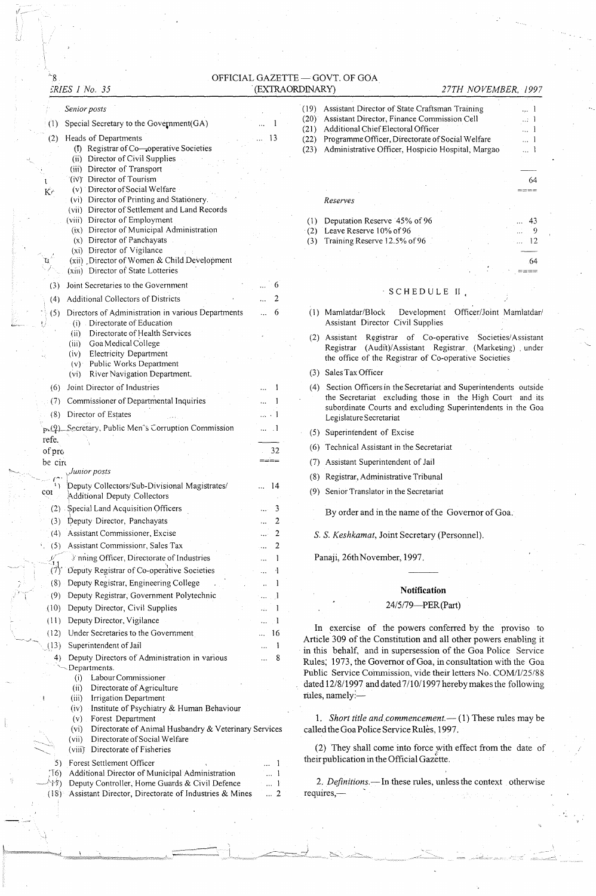*Senior posts*

| | | |
|---|---|---|
| (1) | Special Secretary to the Government(GA) | ... 1 |
| (2) | Heads of Departments | ... 13 |
| | (i) Registrar of Co-operative Societies | |
| | (ii) Director of Civil Supplies | |
| | (iii) Director of Transport | |
| | (iv) Director of Tourism | |
| | (v) Director of Social Welfare | |
| | (vi) Director of Printing and Stationery. | |
| | (vii) Director of Settlement and Land Records | |
| | (viii) Director of Employment | |
| | (ix) Director of Municipal Administration | |
| | (x) Director of Panchayats | |
| | (xi) Director of Vigilance | |
| | (xii) Director of Women & Child Development | |
| | (xiii) Director of State Lotteries | |
| (3) | Joint Secretaries to the Government | ... 6 |
| (4) | Additional Collectors of Districts | ... 2 |
| (5) | Directors of Administration in various Departments | ... 6 |
| | (i) Directorate of Education | |
| | (ii) Directorate of Health Services | |
| | (iii) Goa Medical College | |
| | (iv) Electricity Department | |
| | (v) Public Works Department | |
| | (vi) River Navigation Department. | |
| (6) | Joint Director of Industries | ... 1 |
| (7) | Commissioner of Departmental Inquiries | ... 1 |
| (8) | Director of Estates | ... 1 |
| (9) | Secretary, Public Men's Corruption Commission | ... 1 |
| | | 32 |

*Junior posts*

| | | |
|---|---|---|
| (1) | Deputy Collectors/Sub-Divisional Magistrates/ Additional Deputy Collectors | ... 14 |
| (2) | Special Land Acquisition Officers | ... 3 |
| (3) | Deputy Director, Panchayats | ... 2 |
| (4) | Assistant Commissioner, Excise | ... 2 |
| (5) | Assistant Commissionr, Sales Tax | ... 2 |
| (6) | Training Officer, Directorate of Industries | ... 1 |
| (7) | Deputy Registrar of Co-operative Societies | ... 1 |
| (8) | Deputy Registrar, Engineering College | ... 1 |
| (9) | Deputy Registrar, Government Polytechnic | ... 1 |
| (10) | Deputy Director, Civil Supplies | ... 1 |
| (11) | Deputy Director, Vigilance | ... 1 |
| (12) | Under Secretaries to the Government | ... 16 |
| (13) | Superintendent of Jail | ... 1 |
| (14) | Deputy Directors of Administration in various Departments. | ... 8 |
| | (i) Labour Commissioner | |
| | (ii) Directorate of Agriculture | |
| | (iii) Irrigation Department | |
| | (iv) Institute of Psychiatry & Human Behaviour | |
| | (v) Forest Department | |
| | (vi) Directorate of Animal Husbandry & Veterinary Services | |
| | (vii) Directorate of Social Welfare | |
| | (viii) Directorate of Fisheries | |
| (15) | Forest Settlement Officer | ... 1 |
| (16) | Additional Director of Municipal Administration | ... 1 |
| (17) | Deputy Controller, Home Guards & Civil Defence | ... 1 |
| (18) | Assistant Director, Directorate of Industries & Mines | ... 2 |
| (19) | Assistant Director of State Craftsman Training | ... 1 |
| (20) | Assistant Director, Finance Commission Cell | ... 1 |
| (21) | Additional Chief Electoral Officer | ... 1 |
| (22) | Programme Officer, Directorate of Social Welfare | ... 1 |
| (23) | Administrative Officer, Hospicio Hospital, Margao | ... 1 |
| | | 64 |

*Reserves*

| | | |
|---|---|---|
| (1) | Deputation Reserve 45% of 96 | ... 43 |
| (2) | Leave Reserve 10% of 96 | ... 9 |
| (3) | Training Reserve 12.5% of 96 | ... 12 |
| | | 64 |

## SCHEDULE II

(1) Mamlatdar/Block Development Officer/Joint Mamlatdar/ Assistant Director Civil Supplies

(2) Assistant Registrar of Co-operative Societies/Assistant Registrar (Audit)/Assistant Registrar (Marketing) under the office of the Registrar of Co-operative Societies

(3) Sales Tax Officer

(4) Section Officers in the Secretariat and Superintendents outside the Secretariat excluding those in the High Court and its subordinate Courts and excluding Superintendents in the Goa Legislature Secretariat

(5) Superintendent of Excise

(6) Technical Assistant in the Secretariat

(7) Assistant Superintendent of Jail

(8) Registrar, Administrative Tribunal

(9) Senior Translator in the Secretariat

By order and in the name of the Governor of Goa.

*S. S. Keshkamat*, Joint Secretary (Personnel).

Panaji, 26th November, 1997.

---

### Notification

24/5/79—PER (Part)

In exercise of the powers conferred by the proviso to Article 309 of the Constitution and all other powers enabling it in this behalf, and in supersession of the Goa Police Service Rules, 1973, the Governor of Goa, in consultation with the Goa Public Service Commission, vide their letters No. COM/I/25/88 dated 12/8/1997 and dated 7/10/1997 hereby makes the following rules, namely:—

1. *Short title and commencement.*— (1) These rules may be called the Goa Police Service Rules, 1997.

(2) They shall come into force with effect from the date of their publication in the Official Gazette.

2. *Definitions.*— In these rules, unless the context otherwise requires,—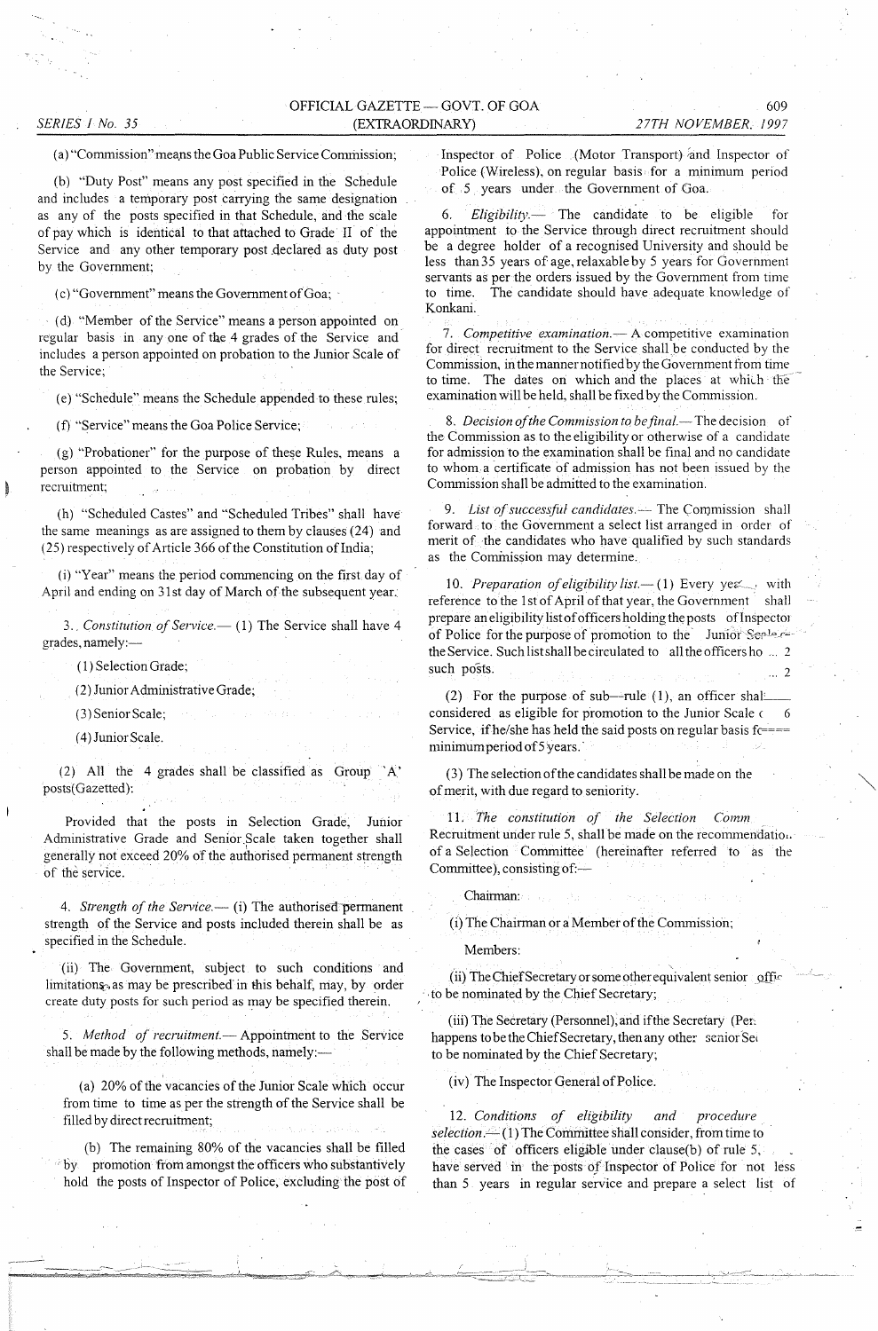(a) "Commission" means the Goa Public Service Commission;

(b) "Duty Post" means any post specified in the Schedule and includes a temporary post carrying the same designation as any of the posts specified in that Schedule, and the scale of pay which is identical to that attached to Grade II of the Service and any other temporary post declared as duty post by the Government;

(c) "Government" means the Government of Goa;

(d) "Member of the Service" means a person appointed on regular basis in any one of the 4 grades of the Service and includes a person appointed on probation to the Junior Scale of the Service;

(e) "Schedule" means the Schedule appended to these rules;

(f) "Service" means the Goa Police Service;

(g) "Probationer" for the purpose of these Rules, means a person appointed to the Service on probation by direct recruitment;

(h) "Scheduled Castes" and "Scheduled Tribes" shall have the same meanings as are assigned to them by clauses (24) and (25) respectively of Article 366 of the Constitution of India;

(i) "Year" means the period commencing on the first day of April and ending on 31st day of March of the subsequent year.

3. *Constitution of Service.*— (1) The Service shall have 4 grades, namely:—

(1) Selection Grade;

(2) Junior Administrative Grade;

(3) Senior Scale;

(4) Junior Scale.

(2) All the 4 grades shall be classified as Group 'A' posts(Gazetted):

Provided that the posts in Selection Grade, Junior Administrative Grade and Senior Scale taken together shall generally not exceed 20% of the authorised permanent strength of the service.

4. *Strength of the Service.*— (i) The authorised permanent strength of the Service and posts included therein shall be as specified in the Schedule.

(ii) The Government, subject to such conditions and limitations, as may be prescribed in this behalf, may, by order create duty posts for such period as may be specified therein.

5. *Method of recruitment.*— Appointment to the Service shall be made by the following methods, namely:—

(a) 20% of the vacancies of the Junior Scale which occur from time to time as per the strength of the Service shall be filled by direct recruitment;

(b) The remaining 80% of the vacancies shall be filled by promotion from amongst the officers who substantively hold the posts of Inspector of Police, excluding the post of Inspector of Police (Motor Transport) and Inspector of Police (Wireless), on regular basis for a minimum period of 5 years under the Government of Goa.

6. *Eligibility.*— The candidate to be eligible for appointment to the Service through direct recruitment should be a degree holder of a recognised University and should be less than 35 years of age, relaxable by 5 years for Government servants as per the orders issued by the Government from time to time. The candidate should have adequate knowledge of Konkani.

7. *Competitive examination.*— A competitive examination for direct recruitment to the Service shall be conducted by the Commission, in the manner notified by the Government from time to time. The dates on which and the places at which the examination will be held, shall be fixed by the Commission.

8. *Decision of the Commission to be final.*— The decision of the Commission as to the eligibility or otherwise of a candidate for admission to the examination shall be final and no candidate to whom a certificate of admission has not been issued by the Commission shall be admitted to the examination.

9. *List of successful candidates.*— The Commission shall forward to the Government a select list arranged in order of merit of the candidates who have qualified by such standards as the Commission may determine.

10. *Preparation of eligibility list.*— (1) Every year, with reference to the 1st of April of that year, the Government shall prepare an eligibility list of officers holding the posts of Inspector of Police for the purpose of promotion to the Junior Scale of the Service. Such list shall be circulated to all the officers ho... 2 such posts. ... 2

(2) For the purpose of sub-rule (1), an officer shall considered as eligible for promotion to the Junior Scale of 6 Service, if he/she has held the said posts on regular basis for minimum period of 5 years.

(3) The selection of the candidates shall be made on the of merit, with due regard to seniority.

11. *The constitution of the Selection Comm*— Recruitment under rule 5, shall be made on the recommendation of a Selection Committee (hereinafter referred to as the Committee), consisting of:—

Chairman:

(i) The Chairman or a Member of the Commission;

Members:

(ii) The Chief Secretary or some other equivalent senior offic to be nominated by the Chief Secretary;

(iii) The Secretary (Personnel), and if the Secretary (Per happens to be the Chief Secretary, then any other senior Se to be nominated by the Chief Secretary;

(iv) The Inspector General of Police.

12. *Conditions of eligibility and procedure selection.*— (1) The Committee shall consider, from time to the cases of officers eligible under clause(b) of rule 5, have served in the posts of Inspector of Police for not less than 5 years in regular service and prepare a select list of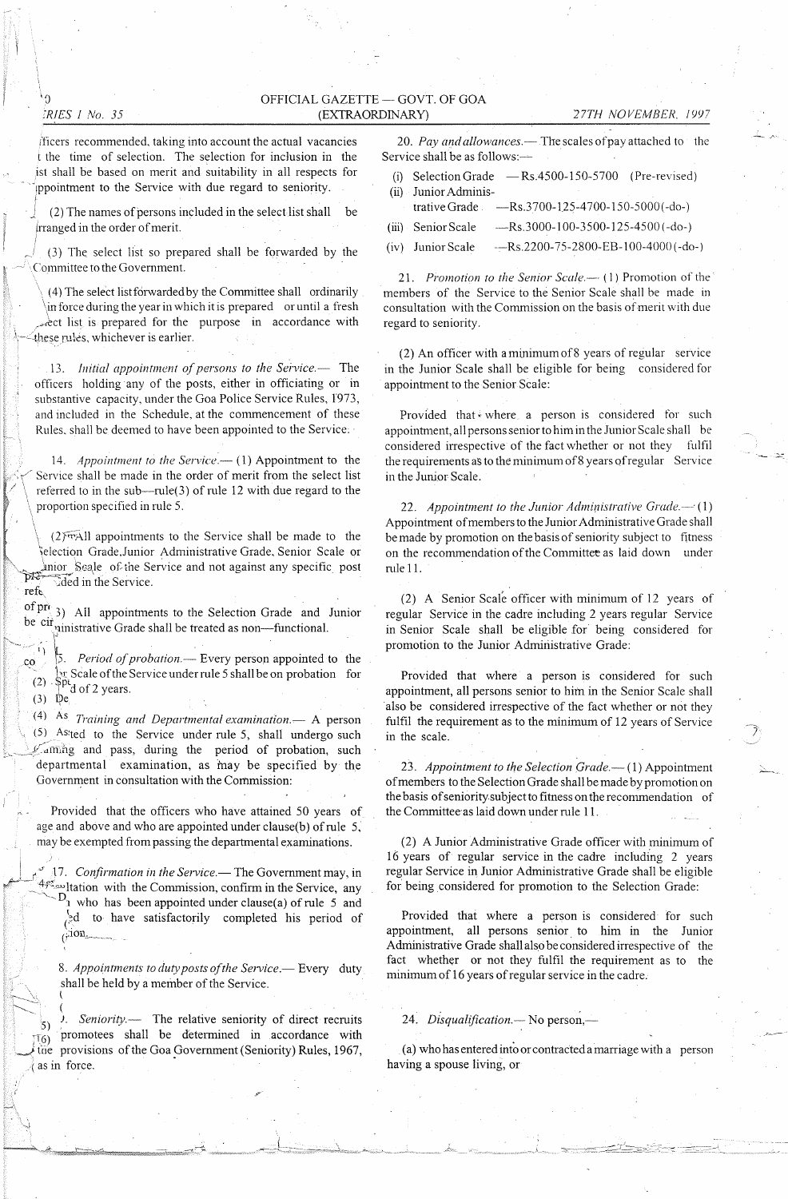fficers recommended, taking into account the actual vacancies t the time of selection. The selection for inclusion in the ist shall be based on merit and suitability in all respects for ppointment to the Service with due regard to seniority.

(2) The names of persons included in the select list shall be rranged in the order of merit.

(3) The select list so prepared shall be forwarded by the Committee to the Government.

(4) The select list forwarded by the Committee shall ordinarily in force during the year in which it is prepared or until a fresh ect list is prepared for the purpose in accordance with these rules, whichever is earlier.

13. *Initial appointment of persons to the Service.*— The officers holding any of the posts, either in officiating or in substantive capacity, under the Goa Police Service Rules, 1973, and included in the Schedule, at the commencement of these Rules, shall be deemed to have been appointed to the Service.

14. *Appointment to the Service.*— (1) Appointment to the Service shall be made in the order of merit from the select list referred to in the sub—rule(3) of rule 12 with due regard to the proportion specified in rule 5.

(2) All appointments to the Service shall be made to the Selection Grade, Junior Administrative Grade, Senior Scale or unior Scale of the Service and not against any specific post ...ded in the Service.

(3) All appointments to the Selection Grade and Junior ...ministrative Grade shall be treated as non—functional.

15. *Period of probation.*— Every person appointed to the ...r Scale of the Service under rule 5 shall be on probation for ...d of 2 years.

16. *Training and Departmental examination.*— A person ...ted to the Service under rule 5, shall undergo such ...aining and pass, during the period of probation, such departmental examination, as may be specified by the Government in consultation with the Commission:

Provided that the officers who have attained 50 years of age and above and who are appointed under clause(b) of rule 5, may be exempted from passing the departmental examinations.

17. *Confirmation in the Service.*— The Government may, in ...ltation with the Commission, confirm in the Service, any ...n who has been appointed under clause(a) of rule 5 and ...d to have satisfactorily completed his period of ...ion.

18. *Appointments to duty posts of the Service.*— Every duty shall be held by a member of the Service.

19. *Seniority.*— The relative seniority of direct recruits ... promotees shall be determined in accordance with the provisions of the Goa Government (Seniority) Rules, 1967, as in force.

20. *Pay and allowances.*— The scales of pay attached to the Service shall be as follows:—

(i) Selection Grade —Rs.4500-150-5700 (Pre-revised)

(ii) Junior Administrative Grade —Rs.3700-125-4700-150-5000(-do-)

(iii) Senior Scale —Rs.3000-100-3500-125-4500(-do-)

(iv) Junior Scale —Rs.2200-75-2800-EB-100-4000(-do-)

21. *Promotion to the Senior Scale.*— (1) Promotion of the members of the Service to the Senior Scale shall be made in consultation with the Commission on the basis of merit with due regard to seniority.

(2) An officer with a minimum of 8 years of regular service in the Junior Scale shall be eligible for being considered for appointment to the Senior Scale:

Provided that where a person is considered for such appointment, all persons senior to him in the Junior Scale shall be considered irrespective of the fact whether or not they fulfil the requirements as to the minimum of 8 years of regular Service in the Junior Scale.

22. *Appointment to the Junior Administrative Grade.*— (1) Appointment of members to the Junior Administrative Grade shall be made by promotion on the basis of seniority subject to fitness on the recommendation of the Committee as laid down under rule 11.

(2) A Senior Scale officer with minimum of 12 years of regular Service in the cadre including 2 years regular Service in Senior Scale shall be eligible for being considered for promotion to the Junior Administrative Grade:

Provided that where a person is considered for such appointment, all persons senior to him in the Senior Scale shall also be considered irrespective of the fact whether or not they fulfil the requirement as to the minimum of 12 years of Service in the scale.

23. *Appointment to the Selection Grade.*— (1) Appointment of members to the Selection Grade shall be made by promotion on the basis of seniority subject to fitness on the recommendation of the Committee as laid down under rule 11.

(2) A Junior Administrative Grade officer with minimum of 16 years of regular service in the cadre including 2 years regular Service in Junior Administrative Grade shall be eligible for being considered for promotion to the Selection Grade:

Provided that where a person is considered for such appointment, all persons senior to him in the Junior Administrative Grade shall also be considered irrespective of the fact whether or not they fulfil the requirement as to the minimum of 16 years of regular service in the cadre.

24. *Disqualification.*— No person,—

(a) who has entered into or contracted a marriage with a person having a spouse living, or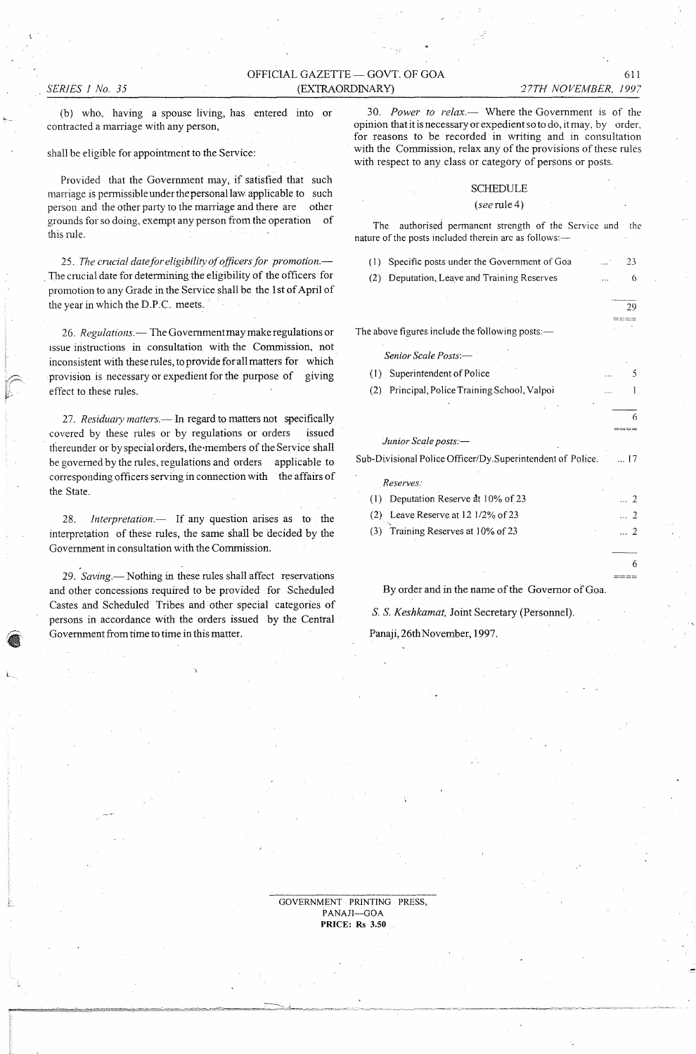(b) who, having a spouse living, has entered into or contracted a marriage with any person,

shall be eligible for appointment to the Service:

Provided that the Government may, if satisfied that such marriage is permissible under the personal law applicable to such person and the other party to the marriage and there are other grounds for so doing, exempt any person from the operation of this rule.

25. *The crucial date for eligibility of officers for promotion.*— The crucial date for determining the eligibility of the officers for promotion to any Grade in the Service shall be the 1st of April of the year in which the D.P.C. meets.

26. *Regulations.*— The Government may make regulations or issue instructions in consultation with the Commission, not inconsistent with these rules, to provide for all matters for which provision is necessary or expedient for the purpose of giving effect to these rules.

27. *Residuary matters.*— In regard to matters not specifically covered by these rules or by regulations or orders issued thereunder or by special orders, the members of the Service shall be governed by the rules, regulations and orders applicable to corresponding officers serving in connection with the affairs of the State.

28. *Interpretation.*— If any question arises as to the interpretation of these rules, the same shall be decided by the Government in consultation with the Commission.

29. *Saving.*— Nothing in these rules shall affect reservations and other concessions required to be provided for Scheduled Castes and Scheduled Tribes and other special categories of persons in accordance with the orders issued by the Central Government from time to time in this matter.

30. *Power to relax.*— Where the Government is of the opinion that it is necessary or expedient so to do, it may, by order, for reasons to be recorded in writing and in consultation with the Commission, relax any of the provisions of these rules with respect to any class or category of persons or posts.

## SCHEDULE

(*see* rule 4)

The authorised permanent strength of the Service and the nature of the posts included therein are as follows:—

| | |
|---|---|
| (1) Specific posts under the Government of Goa ... | 23 |
| (2) Deputation, Leave and Training Reserves ... | 6 |
| | 29 |

The above figures include the following posts:—

*Senior Scale Posts:*—

| | |
|---|---|
| (1) Superintendent of Police ... | 5 |
| (2) Principal, Police Training School, Valpoi ... | 1 |
| | 6 |

*Junior Scale posts:*—

| | |
|---|---|
| Sub-Divisional Police Officer/Dy. Superintendent of Police. | ... 17 |

*Reserves:*

| | |
|---|---|
| (1) Deputation Reserve at 10% of 23 | ... 2 |
| (2) Leave Reserve at 12 1/2% of 23 | ... 2 |
| (3) Training Reserves at 10% of 23 | ... 2 |
| | 6 |

By order and in the name of the Governor of Goa.

*S. S. Keshkamat,* Joint Secretary (Personnel).

Panaji, 26th November, 1997.

GOVERNMENT PRINTING PRESS,
PANAJI—GOA
**PRICE: Rs 3.50**